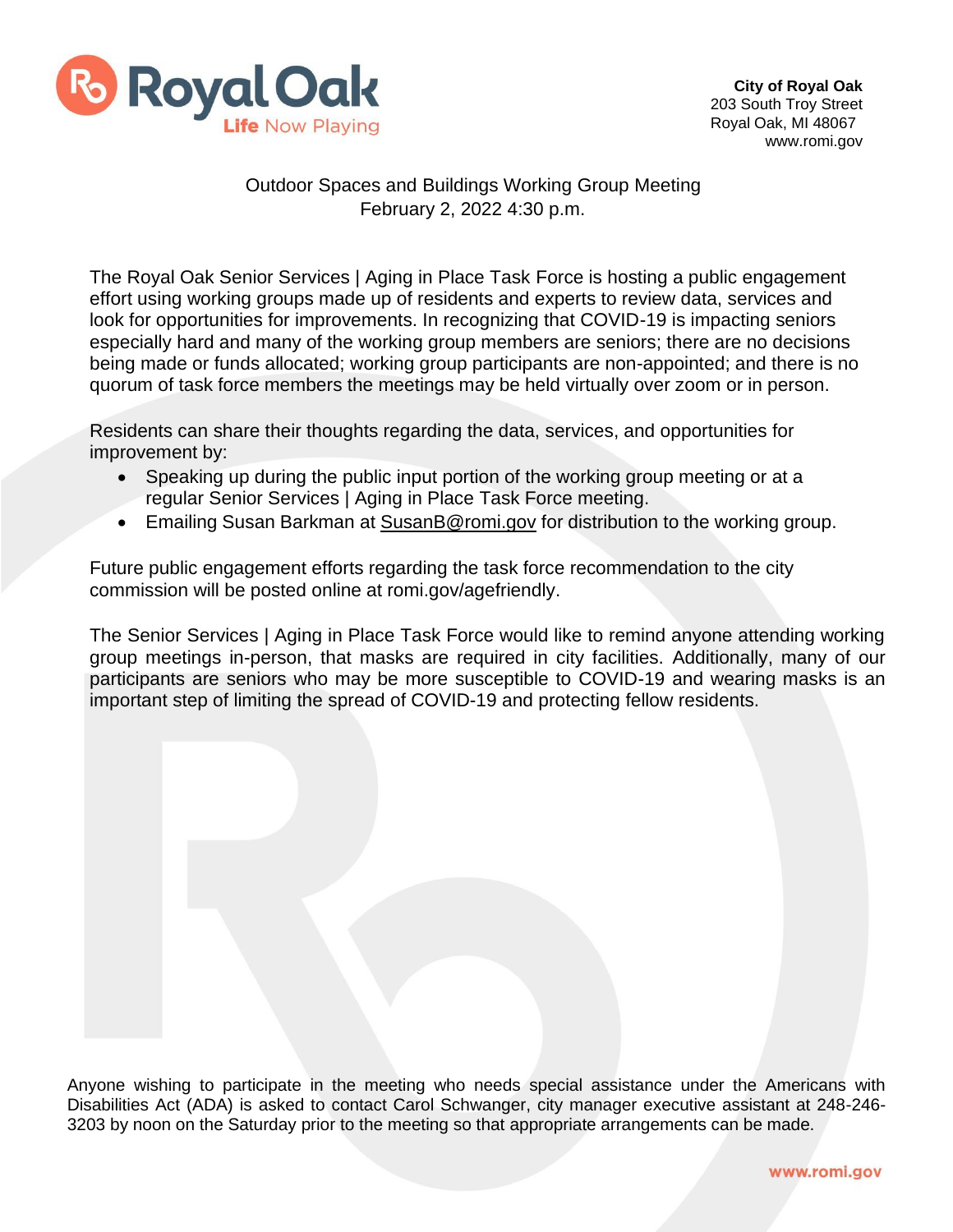**City of Royal Oak**
203 South Troy Street
Royal Oak, MI 48067
www.romi.gov

Outdoor Spaces and Buildings Working Group Meeting
February 2, 2022 4:30 p.m.

The Royal Oak Senior Services | Aging in Place Task Force is hosting a public engagement effort using working groups made up of residents and experts to review data, services and look for opportunities for improvements. In recognizing that COVID-19 is impacting seniors especially hard and many of the working group members are seniors; there are no decisions being made or funds allocated; working group participants are non-appointed; and there is no quorum of task force members the meetings may be held virtually over zoom or in person.

Residents can share their thoughts regarding the data, services, and opportunities for improvement by:

- Speaking up during the public input portion of the working group meeting or at a regular Senior Services | Aging in Place Task Force meeting.
- Emailing Susan Barkman at SusanB@romi.gov for distribution to the working group.

Future public engagement efforts regarding the task force recommendation to the city commission will be posted online at romi.gov/agefriendly.

The Senior Services | Aging in Place Task Force would like to remind anyone attending working group meetings in-person, that masks are required in city facilities. Additionally, many of our participants are seniors who may be more susceptible to COVID-19 and wearing masks is an important step of limiting the spread of COVID-19 and protecting fellow residents.

Anyone wishing to participate in the meeting who needs special assistance under the Americans with Disabilities Act (ADA) is asked to contact Carol Schwanger, city manager executive assistant at 248-246-3203 by noon on the Saturday prior to the meeting so that appropriate arrangements can be made.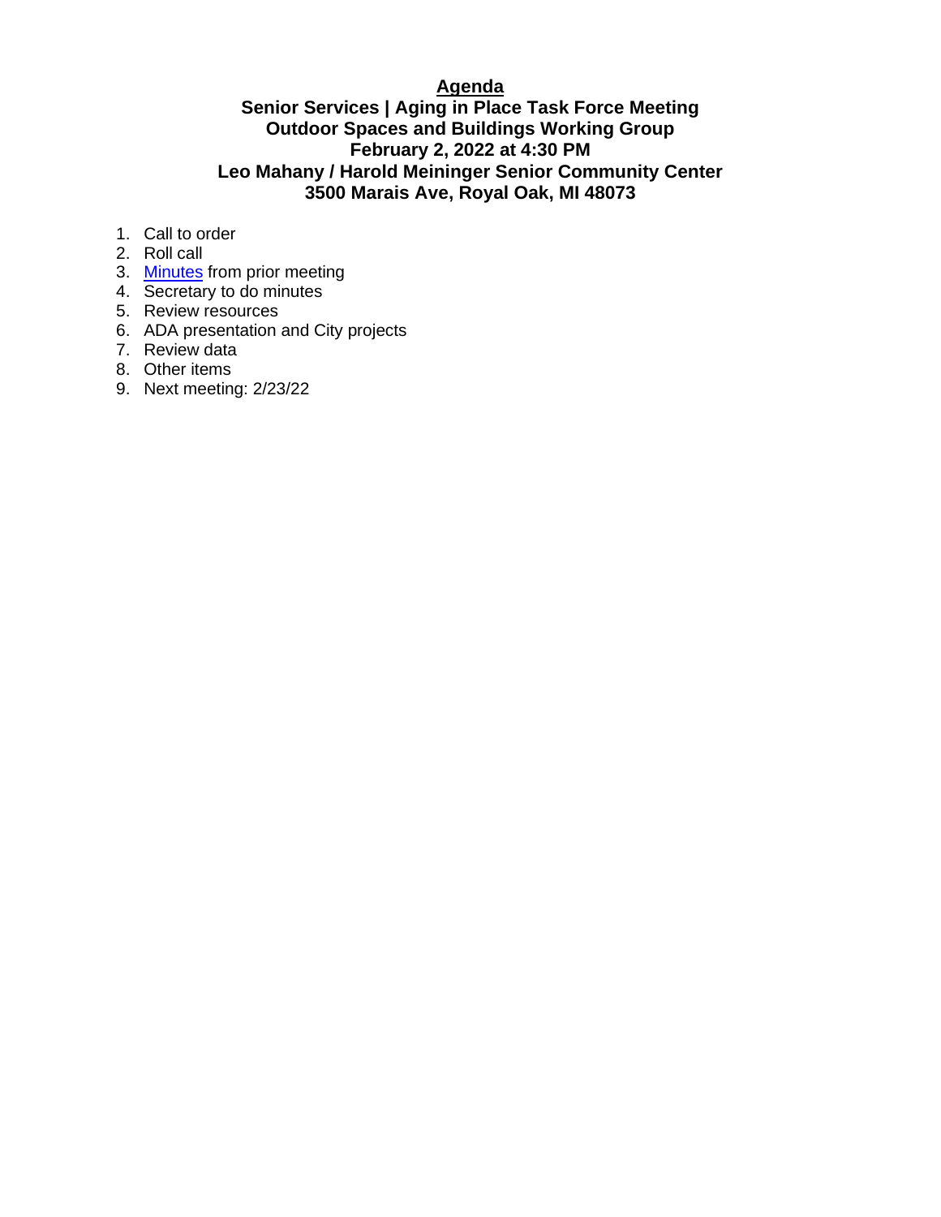# Agenda

## Senior Services | Aging in Place Task Force Meeting
## Outdoor Spaces and Buildings Working Group
## February 2, 2022 at 4:30 PM
## Leo Mahany / Harold Meininger Senior Community Center
## 3500 Marais Ave, Royal Oak, MI 48073

1. Call to order
2. Roll call
3. Minutes from prior meeting
4. Secretary to do minutes
5. Review resources
6. ADA presentation and City projects
7. Review data
8. Other items
9. Next meeting: 2/23/22